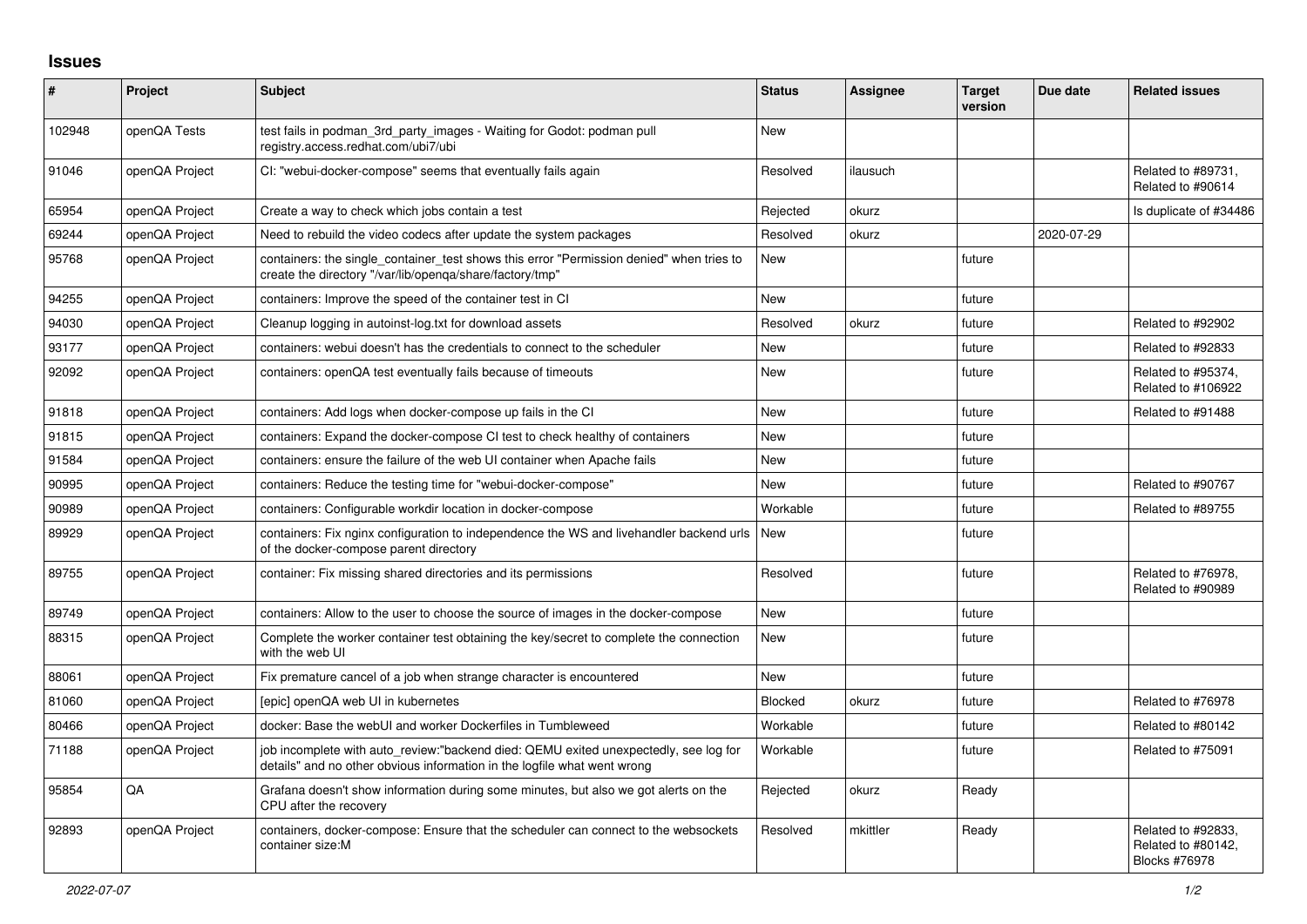# Issues

| # | Project | Subject | Status | Assignee | Target version | Due date | Related issues |
|---|---|---|---|---|---|---|---|
| 102948 | openQA Tests | test fails in podman_3rd_party_images - Waiting for Godot: podman pull registry.access.redhat.com/ubi7/ubi | New | | | | |
| 91046 | openQA Project | CI: "webui-docker-compose" seems that eventually fails again | Resolved | ilausuch | | | Related to #89731, Related to #90614 |
| 65954 | openQA Project | Create a way to check which jobs contain a test | Rejected | okurz | | | Is duplicate of #34486 |
| 69244 | openQA Project | Need to rebuild the video codecs after update the system packages | Resolved | okurz | | 2020-07-29 | |
| 95768 | openQA Project | containers: the single_container_test shows this error "Permission denied" when tries to create the directory "/var/lib/openqa/share/factory/tmp" | New | | future | | |
| 94255 | openQA Project | containers: Improve the speed of the container test in CI | New | | future | | |
| 94030 | openQA Project | Cleanup logging in autoinst-log.txt for download assets | Resolved | okurz | future | | Related to #92902 |
| 93177 | openQA Project | containers: webui doesn't has the credentials to connect to the scheduler | New | | future | | Related to #92833 |
| 92092 | openQA Project | containers: openQA test eventually fails because of timeouts | New | | future | | Related to #95374, Related to #106922 |
| 91818 | openQA Project | containers: Add logs when docker-compose up fails in the CI | New | | future | | Related to #91488 |
| 91815 | openQA Project | containers: Expand the docker-compose CI test to check healthy of containers | New | | future | | |
| 91584 | openQA Project | containers: ensure the failure of the web UI container when Apache fails | New | | future | | |
| 90995 | openQA Project | containers: Reduce the testing time for "webui-docker-compose" | New | | future | | Related to #90767 |
| 90989 | openQA Project | containers: Configurable workdir location in docker-compose | Workable | | future | | Related to #89755 |
| 89929 | openQA Project | containers: Fix nginx configuration to independence the WS and livehandler backend urls of the docker-compose parent directory | New | | future | | |
| 89755 | openQA Project | container: Fix missing shared directories and its permissions | Resolved | | future | | Related to #76978, Related to #90989 |
| 89749 | openQA Project | containers: Allow to the user to choose the source of images in the docker-compose | New | | future | | |
| 88315 | openQA Project | Complete the worker container test obtaining the key/secret to complete the connection with the web UI | New | | future | | |
| 88061 | openQA Project | Fix premature cancel of a job when strange character is encountered | New | | future | | |
| 81060 | openQA Project | [epic] openQA web UI in kubernetes | Blocked | okurz | future | | Related to #76978 |
| 80466 | openQA Project | docker: Base the webUI and worker Dockerfiles in Tumbleweed | Workable | | future | | Related to #80142 |
| 71188 | openQA Project | job incomplete with auto_review:"backend died: QEMU exited unexpectedly, see log for details" and no other obvious information in the logfile what went wrong | Workable | | future | | Related to #75091 |
| 95854 | QA | Grafana doesn't show information during some minutes, but also we got alerts on the CPU after the recovery | Rejected | okurz | Ready | | |
| 92893 | openQA Project | containers, docker-compose: Ensure that the scheduler can connect to the websockets container size:M | Resolved | mkittler | Ready | | Related to #92833, Related to #80142, Blocks #76978 |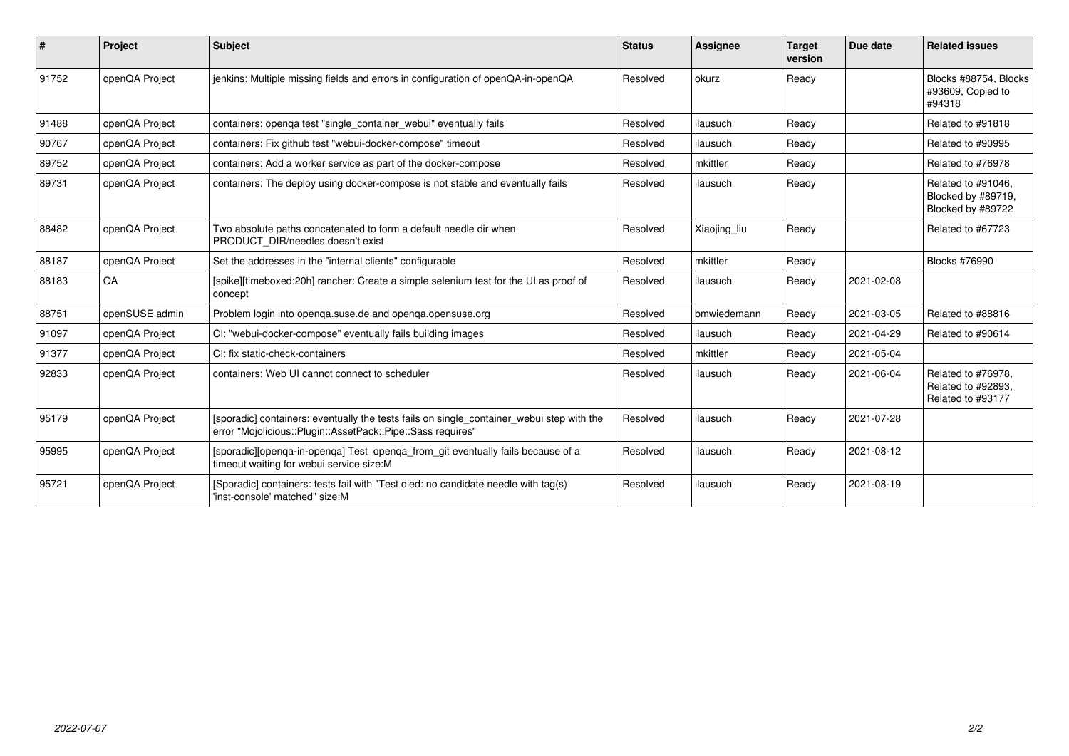| # | Project | Subject | Status | Assignee | Target version | Due date | Related issues |
|---|---|---|---|---|---|---|---|
| 91752 | openQA Project | jenkins: Multiple missing fields and errors in configuration of openQA-in-openQA | Resolved | okurz | Ready | | Blocks #88754, Blocks #93609, Copied to #94318 |
| 91488 | openQA Project | containers: openqa test "single_container_webui" eventually fails | Resolved | ilausuch | Ready | | Related to #91818 |
| 90767 | openQA Project | containers: Fix github test "webui-docker-compose" timeout | Resolved | ilausuch | Ready | | Related to #90995 |
| 89752 | openQA Project | containers: Add a worker service as part of the docker-compose | Resolved | mkittler | Ready | | Related to #76978 |
| 89731 | openQA Project | containers: The deploy using docker-compose is not stable and eventually fails | Resolved | ilausuch | Ready | | Related to #91046, Blocked by #89719, Blocked by #89722 |
| 88482 | openQA Project | Two absolute paths concatenated to form a default needle dir when PRODUCT_DIR/needles doesn't exist | Resolved | Xiaojing_liu | Ready | | Related to #67723 |
| 88187 | openQA Project | Set the addresses in the "internal clients" configurable | Resolved | mkittler | Ready | | Blocks #76990 |
| 88183 | QA | [spike][timeboxed:20h] rancher: Create a simple selenium test for the UI as proof of concept | Resolved | ilausuch | Ready | 2021-02-08 | |
| 88751 | openSUSE admin | Problem login into openqa.suse.de and openqa.opensuse.org | Resolved | bmwiedemann | Ready | 2021-03-05 | Related to #88816 |
| 91097 | openQA Project | CI: "webui-docker-compose" eventually fails building images | Resolved | ilausuch | Ready | 2021-04-29 | Related to #90614 |
| 91377 | openQA Project | CI: fix static-check-containers | Resolved | mkittler | Ready | 2021-05-04 | |
| 92833 | openQA Project | containers: Web UI cannot connect to scheduler | Resolved | ilausuch | Ready | 2021-06-04 | Related to #76978, Related to #92893, Related to #93177 |
| 95179 | openQA Project | [sporadic] containers: eventually the tests fails on single_container_webui step with the error "Mojolicious::Plugin::AssetPack::Pipe::Sass requires" | Resolved | ilausuch | Ready | 2021-07-28 | |
| 95995 | openQA Project | [sporadic][openqa-in-openqa] Test openqa_from_git eventually fails because of a timeout waiting for webui service size:M | Resolved | ilausuch | Ready | 2021-08-12 | |
| 95721 | openQA Project | [Sporadic] containers: tests fail with "Test died: no candidate needle with tag(s) 'inst-console' matched" size:M | Resolved | ilausuch | Ready | 2021-08-19 | |

*2022-07-07*